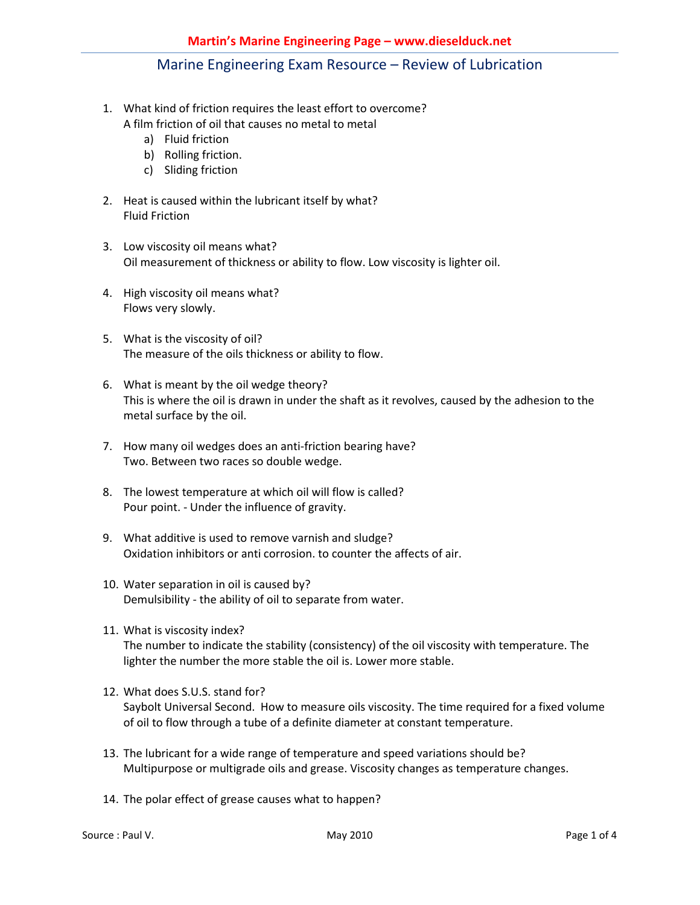# Marine Engineering Exam Resource – Review of Lubrication

1. What kind of friction requires the least effort to overcome?
   A film friction of oil that causes no metal to metal
   a) Fluid friction
   b) Rolling friction.
   c) Sliding friction

2. Heat is caused within the lubricant itself by what?
   Fluid Friction

3. Low viscosity oil means what?
   Oil measurement of thickness or ability to flow. Low viscosity is lighter oil.

4. High viscosity oil means what?
   Flows very slowly.

5. What is the viscosity of oil?
   The measure of the oils thickness or ability to flow.

6. What is meant by the oil wedge theory?
   This is where the oil is drawn in under the shaft as it revolves, caused by the adhesion to the metal surface by the oil.

7. How many oil wedges does an anti-friction bearing have?
   Two. Between two races so double wedge.

8. The lowest temperature at which oil will flow is called?
   Pour point. - Under the influence of gravity.

9. What additive is used to remove varnish and sludge?
   Oxidation inhibitors or anti corrosion. to counter the affects of air.

10. Water separation in oil is caused by?
    Demulsibility - the ability of oil to separate from water.

11. What is viscosity index?
    The number to indicate the stability (consistency) of the oil viscosity with temperature. The lighter the number the more stable the oil is. Lower more stable.

12. What does S.U.S. stand for?
    Saybolt Universal Second. How to measure oils viscosity. The time required for a fixed volume of oil to flow through a tube of a definite diameter at constant temperature.

13. The lubricant for a wide range of temperature and speed variations should be?
    Multipurpose or multigrade oils and grease. Viscosity changes as temperature changes.

14. The polar effect of grease causes what to happen?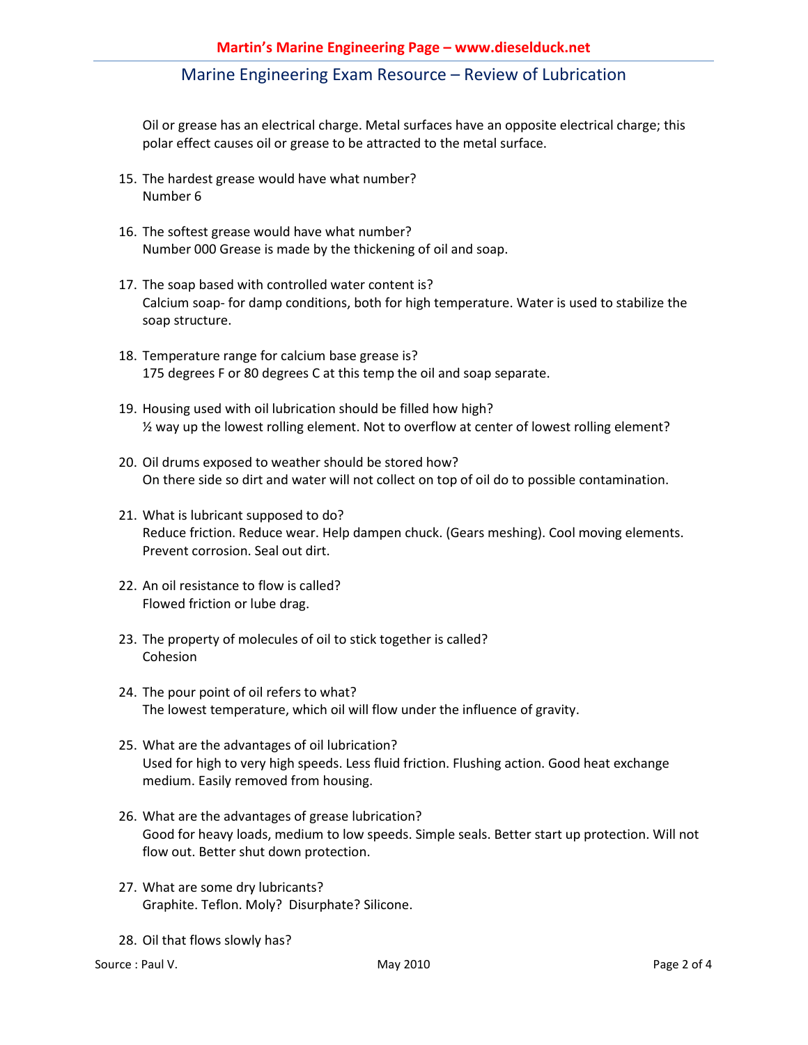Oil or grease has an electrical charge. Metal surfaces have an opposite electrical charge; this polar effect causes oil or grease to be attracted to the metal surface.

15. The hardest grease would have what number?
    Number 6

16. The softest grease would have what number?
    Number 000 Grease is made by the thickening of oil and soap.

17. The soap based with controlled water content is?
    Calcium soap- for damp conditions, both for high temperature. Water is used to stabilize the soap structure.

18. Temperature range for calcium base grease is?
    175 degrees F or 80 degrees C at this temp the oil and soap separate.

19. Housing used with oil lubrication should be filled how high?
    ½ way up the lowest rolling element. Not to overflow at center of lowest rolling element?

20. Oil drums exposed to weather should be stored how?
    On there side so dirt and water will not collect on top of oil do to possible contamination.

21. What is lubricant supposed to do?
    Reduce friction. Reduce wear. Help dampen chuck. (Gears meshing). Cool moving elements. Prevent corrosion. Seal out dirt.

22. An oil resistance to flow is called?
    Flowed friction or lube drag.

23. The property of molecules of oil to stick together is called?
    Cohesion

24. The pour point of oil refers to what?
    The lowest temperature, which oil will flow under the influence of gravity.

25. What are the advantages of oil lubrication?
    Used for high to very high speeds. Less fluid friction. Flushing action. Good heat exchange medium. Easily removed from housing.

26. What are the advantages of grease lubrication?
    Good for heavy loads, medium to low speeds. Simple seals. Better start up protection. Will not flow out. Better shut down protection.

27. What are some dry lubricants?
    Graphite. Teflon. Moly? Disurphate? Silicone.

28. Oil that flows slowly has?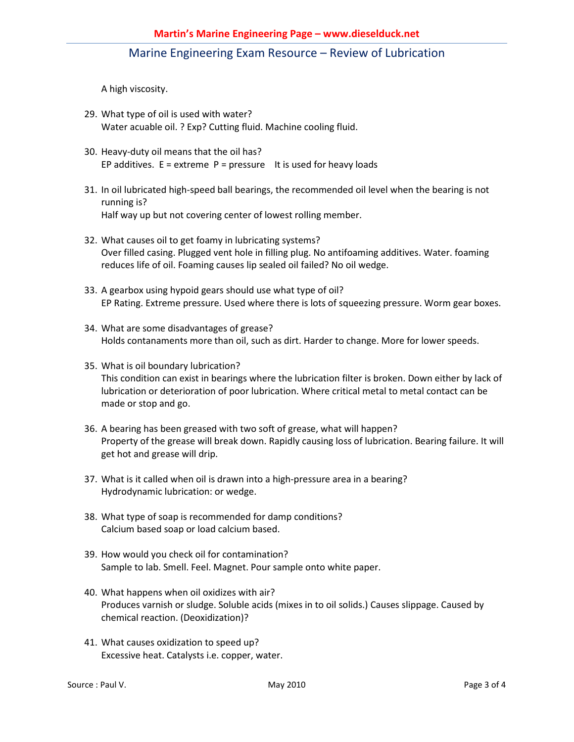A high viscosity.

29. What type of oil is used with water?
    Water acuable oil. ? Exp? Cutting fluid. Machine cooling fluid.

30. Heavy-duty oil means that the oil has?
    EP additives. E = extreme P = pressure It is used for heavy loads

31. In oil lubricated high-speed ball bearings, the recommended oil level when the bearing is not running is?
    Half way up but not covering center of lowest rolling member.

32. What causes oil to get foamy in lubricating systems?
    Over filled casing. Plugged vent hole in filling plug. No antifoaming additives. Water. foaming reduces life of oil. Foaming causes lip sealed oil failed? No oil wedge.

33. A gearbox using hypoid gears should use what type of oil?
    EP Rating. Extreme pressure. Used where there is lots of squeezing pressure. Worm gear boxes.

34. What are some disadvantages of grease?
    Holds contanaments more than oil, such as dirt. Harder to change. More for lower speeds.

35. What is oil boundary lubrication?
    This condition can exist in bearings where the lubrication filter is broken. Down either by lack of lubrication or deterioration of poor lubrication. Where critical metal to metal contact can be made or stop and go.

36. A bearing has been greased with two soft of grease, what will happen?
    Property of the grease will break down. Rapidly causing loss of lubrication. Bearing failure. It will get hot and grease will drip.

37. What is it called when oil is drawn into a high-pressure area in a bearing?
    Hydrodynamic lubrication: or wedge.

38. What type of soap is recommended for damp conditions?
    Calcium based soap or load calcium based.

39. How would you check oil for contamination?
    Sample to lab. Smell. Feel. Magnet. Pour sample onto white paper.

40. What happens when oil oxidizes with air?
    Produces varnish or sludge. Soluble acids (mixes in to oil solids.) Causes slippage. Caused by chemical reaction. (Deoxidization)?

41. What causes oxidization to speed up?
    Excessive heat. Catalysts i.e. copper, water.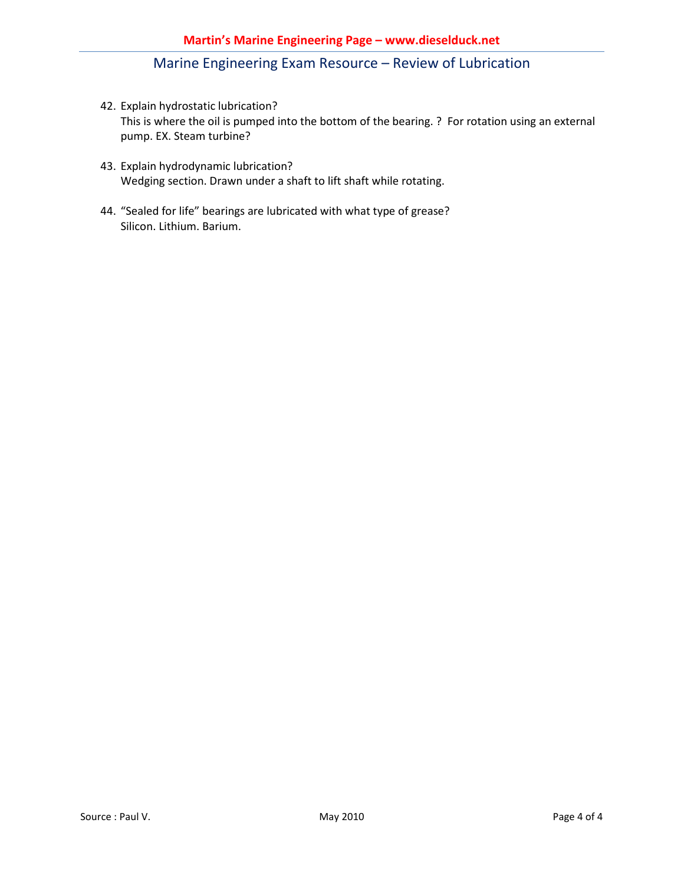42. Explain hydrostatic lubrication?
    This is where the oil is pumped into the bottom of the bearing. ? For rotation using an external pump. EX. Steam turbine?

43. Explain hydrodynamic lubrication?
    Wedging section. Drawn under a shaft to lift shaft while rotating.

44. "Sealed for life" bearings are lubricated with what type of grease?
    Silicon. Lithium. Barium.